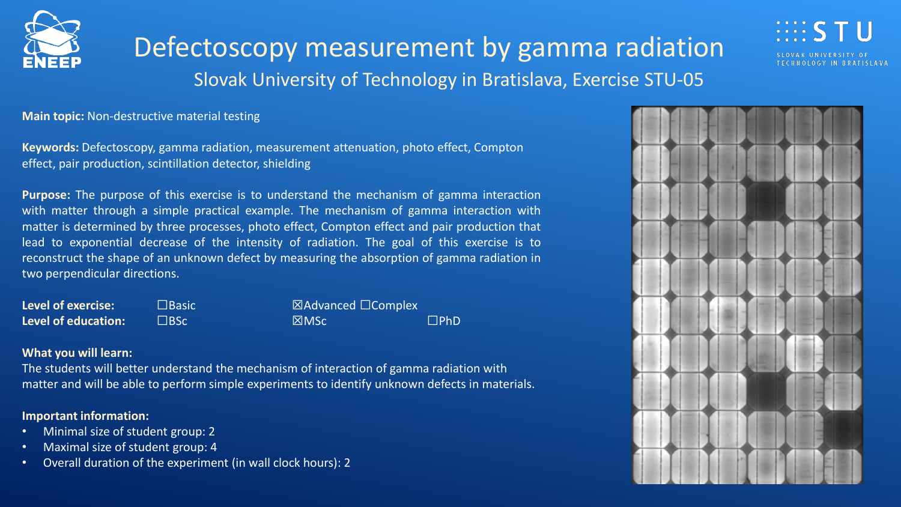# Defectoscopy measurement by gamma radiation

## Slovak University of Technology in Bratislava, Exercise STU-05

**Main topic:** Non-destructive material testing

**Keywords:** Defectoscopy, gamma radiation, measurement attenuation, photo effect, Compton effect, pair production, scintillation detector, shielding

**Purpose:** The purpose of this exercise is to understand the mechanism of gamma interaction with matter through a simple practical example. The mechanism of gamma interaction with matter is determined by three processes, photo effect, Compton effect and pair production that lead to exponential decrease of the intensity of radiation. The goal of this exercise is to reconstruct the shape of an unknown defect by measuring the absorption of gamma radiation in two perpendicular directions.

**Level of exercise:** ☐Basic ☒Advanced ☐Complex
**Level of education:** ☐BSc ☒MSc ☐PhD

**What you will learn:**
The students will better understand the mechanism of interaction of gamma radiation with matter and will be able to perform simple experiments to identify unknown defects in materials.

**Important information:**

- Minimal size of student group: 2
- Maximal size of student group: 4
- Overall duration of the experiment (in wall clock hours): 2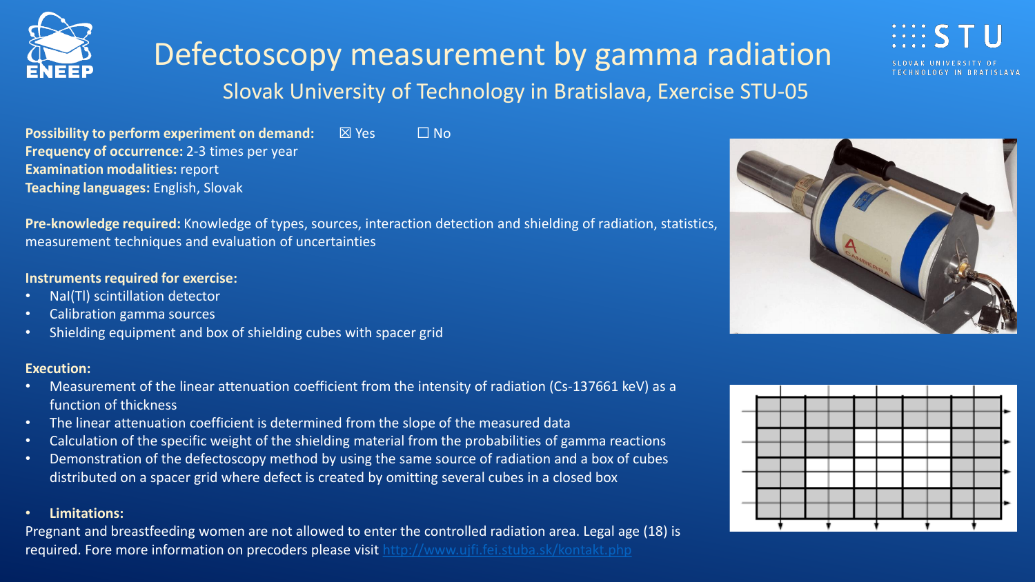# Defectoscopy measurement by gamma radiation

## Slovak University of Technology in Bratislava, Exercise STU-05

**Possibility to perform experiment on demand:** ☒ Yes ☐ No
**Frequency of occurrence:** 2-3 times per year
**Examination modalities:** report
**Teaching languages:** English, Slovak

**Pre-knowledge required:** Knowledge of types, sources, interaction detection and shielding of radiation, statistics, measurement techniques and evaluation of uncertainties

**Instruments required for exercise:**

- NaI(Tl) scintillation detector
- Calibration gamma sources
- Shielding equipment and box of shielding cubes with spacer grid

**Execution:**

- Measurement of the linear attenuation coefficient from the intensity of radiation (Cs-137661 keV) as a function of thickness
- The linear attenuation coefficient is determined from the slope of the measured data
- Calculation of the specific weight of the shielding material from the probabilities of gamma reactions
- Demonstration of the defectoscopy method by using the same source of radiation and a box of cubes distributed on a spacer grid where defect is created by omitting several cubes in a closed box

- **Limitations:**

Pregnant and breastfeeding women are not allowed to enter the controlled radiation area. Legal age (18) is required. Fore more information on precoders please visit http://www.ujfi.fei.stuba.sk/kontakt.php